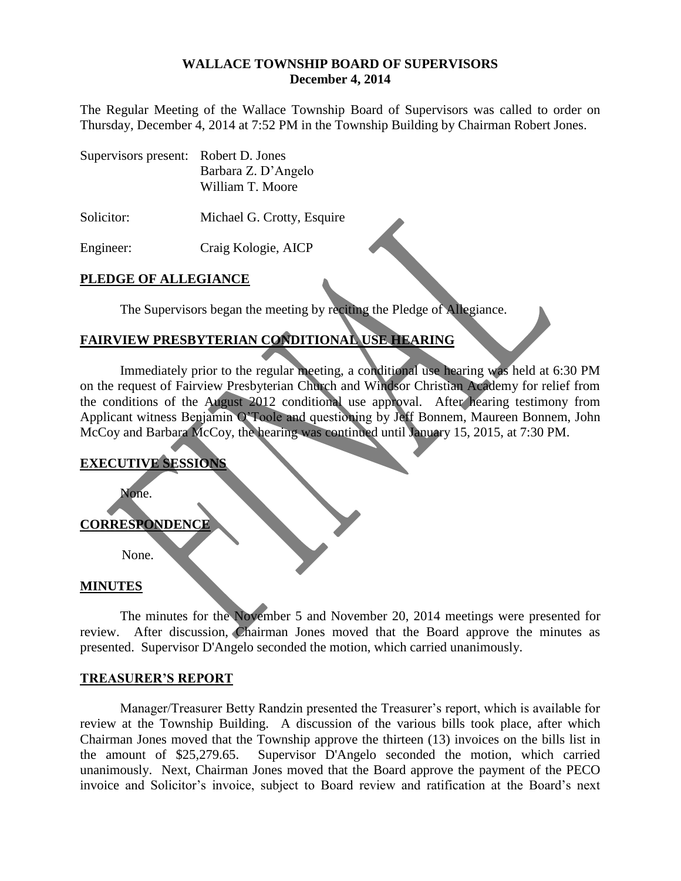# WALLACE TOWNSHIP BOARD OF SUPERVISORS
## December 4, 2014

The Regular Meeting of the Wallace Township Board of Supervisors was called to order on Thursday, December 4, 2014 at 7:52 PM in the Township Building by Chairman Robert Jones.

| | |
|---|---|
| Supervisors present: | Robert D. Jones |
| | Barbara Z. D'Angelo |
| | William T. Moore |
| Solicitor: | Michael G. Crotty, Esquire |
| Engineer: | Craig Kologie, AICP |

**PLEDGE OF ALLEGIANCE**

The Supervisors began the meeting by reciting the Pledge of Allegiance.

**FAIRVIEW PRESBYTERIAN CONDITIONAL USE HEARING**

Immediately prior to the regular meeting, a conditional use hearing was held at 6:30 PM on the request of Fairview Presbyterian Church and Windsor Christian Academy for relief from the conditions of the August 2012 conditional use approval. After hearing testimony from Applicant witness Benjamin O'Toole and questioning by Jeff Bonnem, Maureen Bonnem, John McCoy and Barbara McCoy, the hearing was continued until January 15, 2015, at 7:30 PM.

**EXECUTIVE SESSIONS**

None.

**CORRESPONDENCE**

None.

**MINUTES**

The minutes for the November 5 and November 20, 2014 meetings were presented for review. After discussion, Chairman Jones moved that the Board approve the minutes as presented. Supervisor D'Angelo seconded the motion, which carried unanimously.

**TREASURER'S REPORT**

Manager/Treasurer Betty Randzin presented the Treasurer's report, which is available for review at the Township Building. A discussion of the various bills took place, after which Chairman Jones moved that the Township approve the thirteen (13) invoices on the bills list in the amount of $25,279.65. Supervisor D'Angelo seconded the motion, which carried unanimously. Next, Chairman Jones moved that the Board approve the payment of the PECO invoice and Solicitor's invoice, subject to Board review and ratification at the Board's next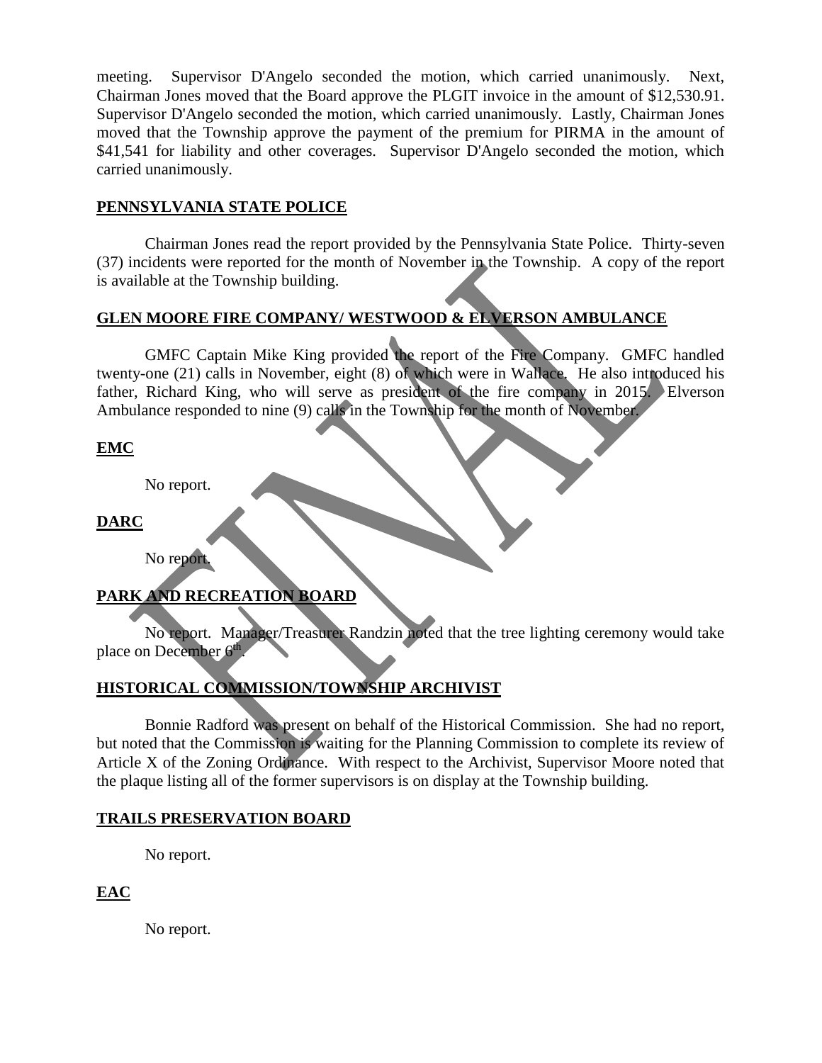meeting. Supervisor D'Angelo seconded the motion, which carried unanimously. Next, Chairman Jones moved that the Board approve the PLGIT invoice in the amount of $12,530.91. Supervisor D'Angelo seconded the motion, which carried unanimously. Lastly, Chairman Jones moved that the Township approve the payment of the premium for PIRMA in the amount of $41,541 for liability and other coverages. Supervisor D'Angelo seconded the motion, which carried unanimously.

## PENNSYLVANIA STATE POLICE

Chairman Jones read the report provided by the Pennsylvania State Police. Thirty-seven (37) incidents were reported for the month of November in the Township. A copy of the report is available at the Township building.

## GLEN MOORE FIRE COMPANY/ WESTWOOD & ELVERSON AMBULANCE

GMFC Captain Mike King provided the report of the Fire Company. GMFC handled twenty-one (21) calls in November, eight (8) of which were in Wallace. He also introduced his father, Richard King, who will serve as president of the fire company in 2015. Elverson Ambulance responded to nine (9) calls in the Township for the month of November.

## EMC

No report.

## DARC

No report.

## PARK AND RECREATION BOARD

No report. Manager/Treasurer Randzin noted that the tree lighting ceremony would take place on December 6th.

## HISTORICAL COMMISSION/TOWNSHIP ARCHIVIST

Bonnie Radford was present on behalf of the Historical Commission. She had no report, but noted that the Commission is waiting for the Planning Commission to complete its review of Article X of the Zoning Ordinance. With respect to the Archivist, Supervisor Moore noted that the plaque listing all of the former supervisors is on display at the Township building.

## TRAILS PRESERVATION BOARD

No report.

## EAC

No report.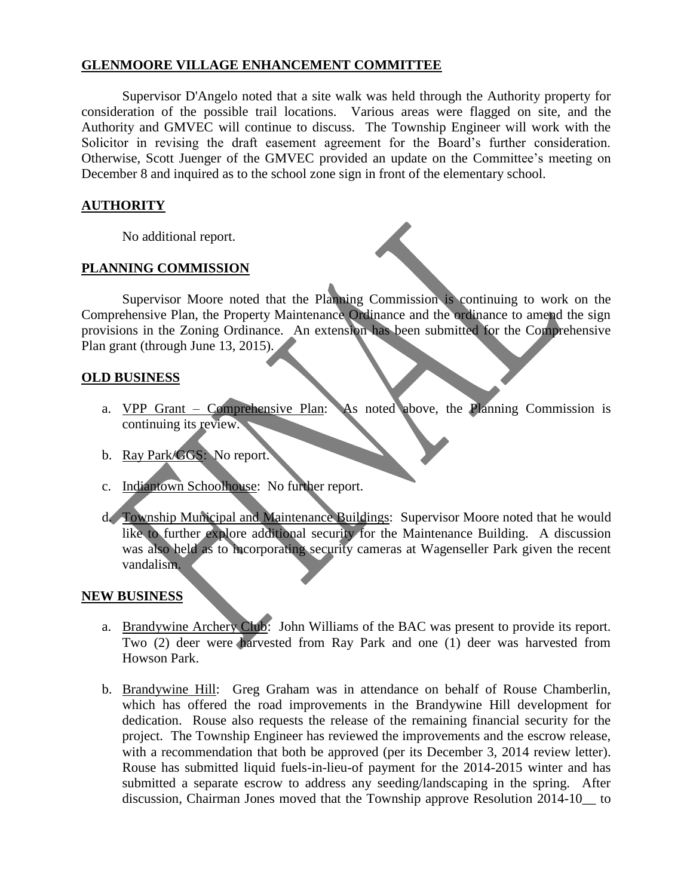**GLENMOORE VILLAGE ENHANCEMENT COMMITTEE**

Supervisor D'Angelo noted that a site walk was held through the Authority property for consideration of the possible trail locations. Various areas were flagged on site, and the Authority and GMVEC will continue to discuss. The Township Engineer will work with the Solicitor in revising the draft easement agreement for the Board's further consideration. Otherwise, Scott Juenger of the GMVEC provided an update on the Committee's meeting on December 8 and inquired as to the school zone sign in front of the elementary school.

**AUTHORITY**

No additional report.

**PLANNING COMMISSION**

Supervisor Moore noted that the Planning Commission is continuing to work on the Comprehensive Plan, the Property Maintenance Ordinance and the ordinance to amend the sign provisions in the Zoning Ordinance. An extension has been submitted for the Comprehensive Plan grant (through June 13, 2015).

**OLD BUSINESS**

a. VPP Grant – Comprehensive Plan: As noted above, the Planning Commission is continuing its review.

b. Ray Park/GGS: No report.

c. Indiantown Schoolhouse: No further report.

d. Township Municipal and Maintenance Buildings: Supervisor Moore noted that he would like to further explore additional security for the Maintenance Building. A discussion was also held as to incorporating security cameras at Wagenseller Park given the recent vandalism.

**NEW BUSINESS**

a. Brandywine Archery Club: John Williams of the BAC was present to provide its report. Two (2) deer were harvested from Ray Park and one (1) deer was harvested from Howson Park.

b. Brandywine Hill: Greg Graham was in attendance on behalf of Rouse Chamberlin, which has offered the road improvements in the Brandywine Hill development for dedication. Rouse also requests the release of the remaining financial security for the project. The Township Engineer has reviewed the improvements and the escrow release, with a recommendation that both be approved (per its December 3, 2014 review letter). Rouse has submitted liquid fuels-in-lieu-of payment for the 2014-2015 winter and has submitted a separate escrow to address any seeding/landscaping in the spring. After discussion, Chairman Jones moved that the Township approve Resolution 2014-10__ to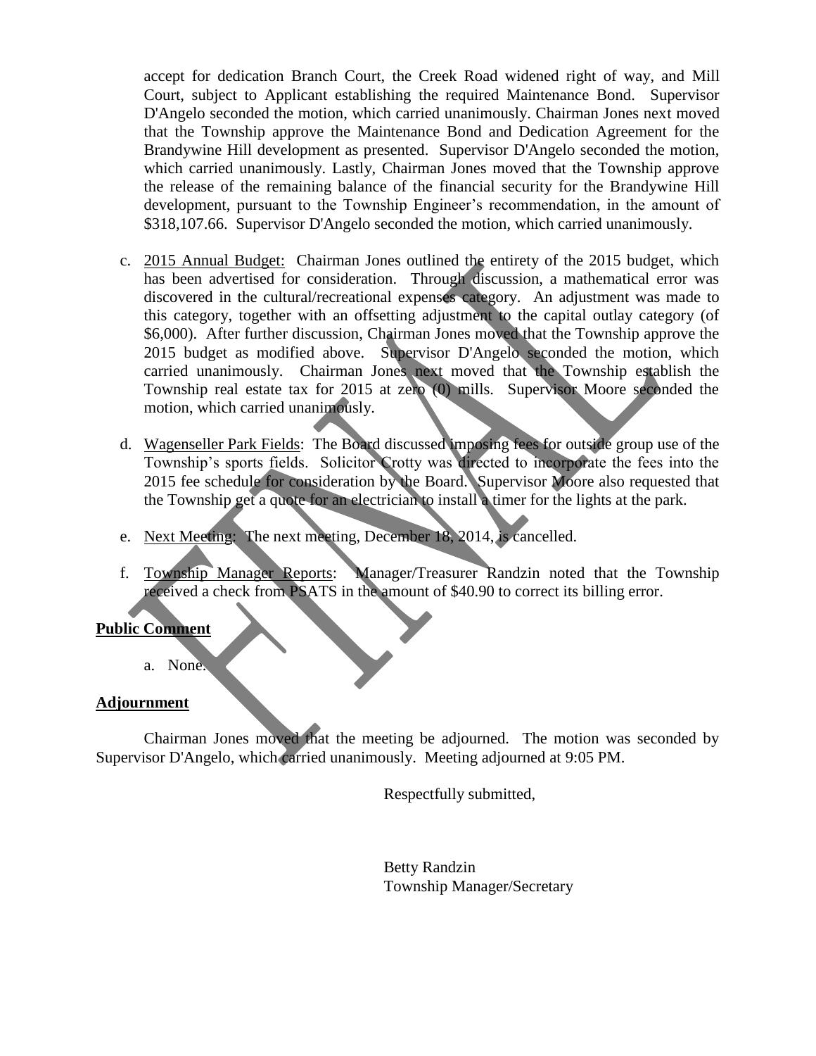accept for dedication Branch Court, the Creek Road widened right of way, and Mill Court, subject to Applicant establishing the required Maintenance Bond. Supervisor D'Angelo seconded the motion, which carried unanimously. Chairman Jones next moved that the Township approve the Maintenance Bond and Dedication Agreement for the Brandywine Hill development as presented. Supervisor D'Angelo seconded the motion, which carried unanimously. Lastly, Chairman Jones moved that the Township approve the release of the remaining balance of the financial security for the Brandywine Hill development, pursuant to the Township Engineer's recommendation, in the amount of $318,107.66. Supervisor D'Angelo seconded the motion, which carried unanimously.

c. 2015 Annual Budget: Chairman Jones outlined the entirety of the 2015 budget, which has been advertised for consideration. Through discussion, a mathematical error was discovered in the cultural/recreational expenses category. An adjustment was made to this category, together with an offsetting adjustment to the capital outlay category (of $6,000). After further discussion, Chairman Jones moved that the Township approve the 2015 budget as modified above. Supervisor D'Angelo seconded the motion, which carried unanimously. Chairman Jones next moved that the Township establish the Township real estate tax for 2015 at zero (0) mills. Supervisor Moore seconded the motion, which carried unanimously.

d. Wagenseller Park Fields: The Board discussed imposing fees for outside group use of the Township's sports fields. Solicitor Crotty was directed to incorporate the fees into the 2015 fee schedule for consideration by the Board. Supervisor Moore also requested that the Township get a quote for an electrician to install a timer for the lights at the park.

e. Next Meeting: The next meeting, December 18, 2014, is cancelled.

f. Township Manager Reports: Manager/Treasurer Randzin noted that the Township received a check from PSATS in the amount of $40.90 to correct its billing error.

**Public Comment**

a. None.

**Adjournment**

Chairman Jones moved that the meeting be adjourned. The motion was seconded by Supervisor D'Angelo, which carried unanimously. Meeting adjourned at 9:05 PM.

Respectfully submitted,

Betty Randzin
Township Manager/Secretary